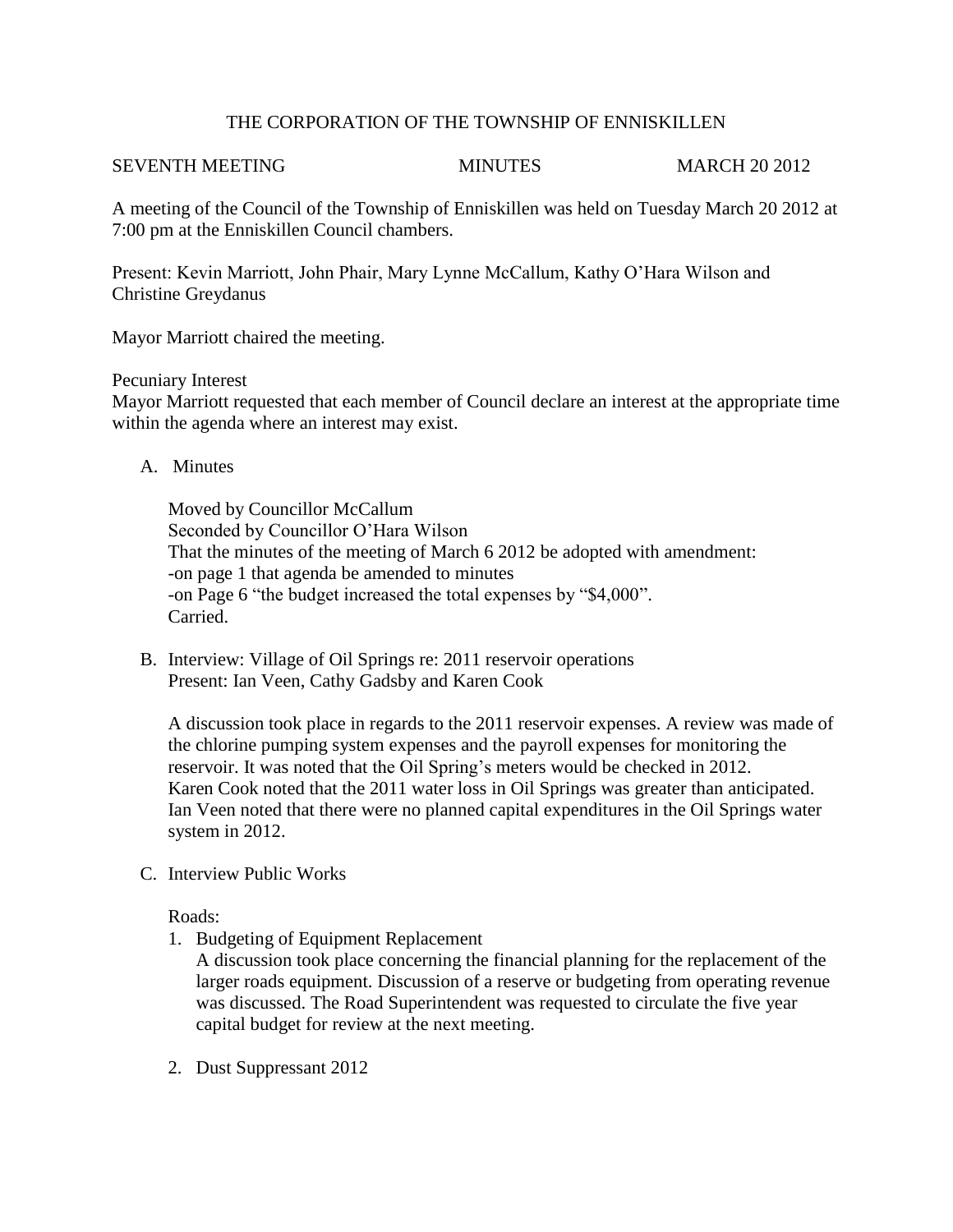# THE CORPORATION OF THE TOWNSHIP OF ENNISKILLEN

SEVENTH MEETING MINUTES MARCH 20 2012

A meeting of the Council of the Township of Enniskillen was held on Tuesday March 20 2012 at 7:00 pm at the Enniskillen Council chambers.

Present: Kevin Marriott, John Phair, Mary Lynne McCallum, Kathy O'Hara Wilson and Christine Greydanus

Mayor Marriott chaired the meeting.

Pecuniary Interest
Mayor Marriott requested that each member of Council declare an interest at the appropriate time within the agenda where an interest may exist.

A. Minutes

   Moved by Councillor McCallum
   Seconded by Councillor O'Hara Wilson
   That the minutes of the meeting of March 6 2012 be adopted with amendment:
   -on page 1 that agenda be amended to minutes
   -on Page 6 "the budget increased the total expenses by "$4,000".
   Carried.

B. Interview: Village of Oil Springs re: 2011 reservoir operations
   Present: Ian Veen, Cathy Gadsby and Karen Cook

   A discussion took place in regards to the 2011 reservoir expenses. A review was made of the chlorine pumping system expenses and the payroll expenses for monitoring the reservoir. It was noted that the Oil Spring's meters would be checked in 2012.
   Karen Cook noted that the 2011 water loss in Oil Springs was greater than anticipated.
   Ian Veen noted that there were no planned capital expenditures in the Oil Springs water system in 2012.

C. Interview Public Works

   Roads:

   1. Budgeting of Equipment Replacement
      A discussion took place concerning the financial planning for the replacement of the larger roads equipment. Discussion of a reserve or budgeting from operating revenue was discussed. The Road Superintendent was requested to circulate the five year capital budget for review at the next meeting.

   2. Dust Suppressant 2012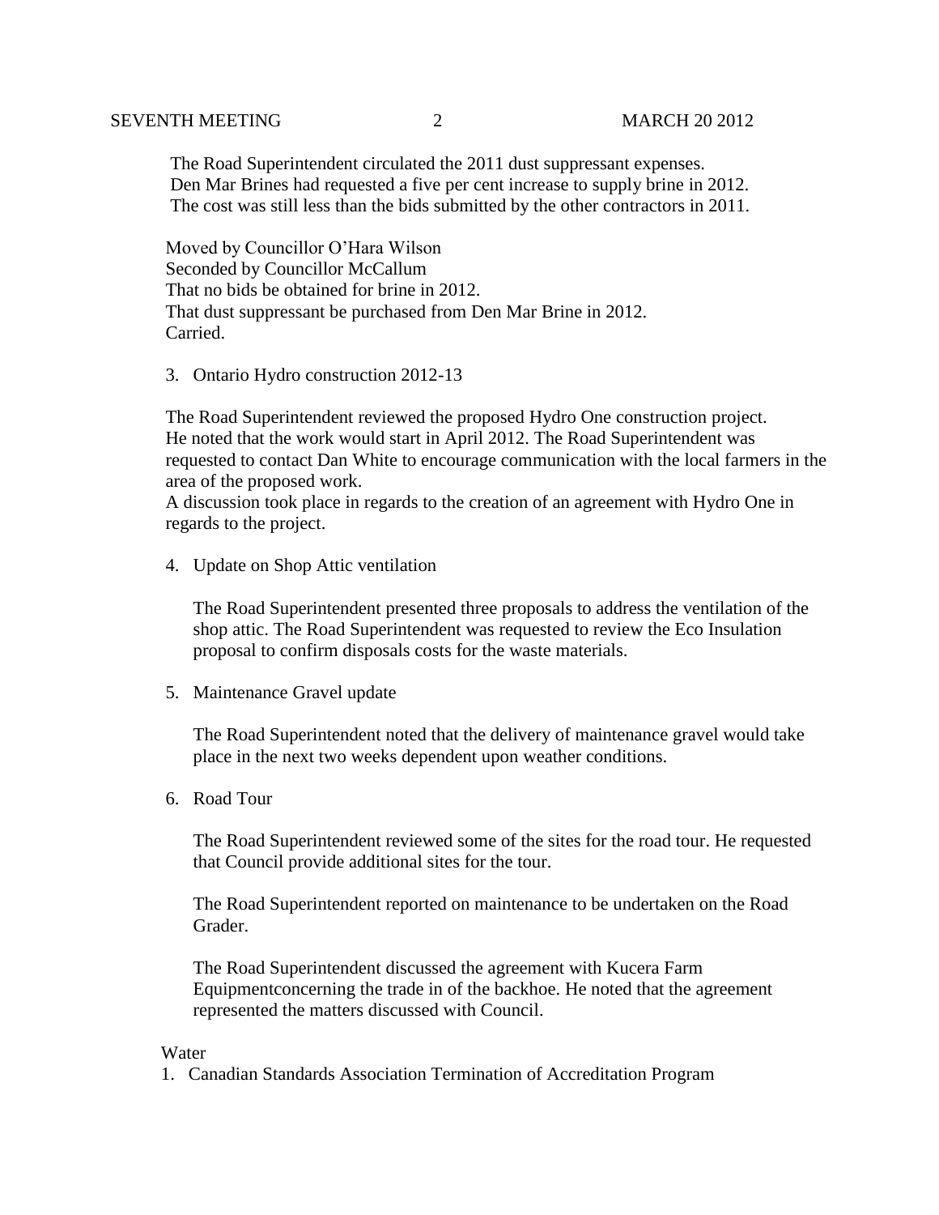The Road Superintendent circulated the 2011 dust suppressant expenses.
Den Mar Brines had requested a five per cent increase to supply brine in 2012.
The cost was still less than the bids submitted by the other contractors in 2011.

Moved by Councillor O'Hara Wilson
Seconded by Councillor McCallum
That no bids be obtained for brine in 2012.
That dust suppressant be purchased from Den Mar Brine in 2012.
Carried.

3. Ontario Hydro construction 2012-13

The Road Superintendent reviewed the proposed Hydro One construction project.
He noted that the work would start in April 2012. The Road Superintendent was requested to contact Dan White to encourage communication with the local farmers in the area of the proposed work.
A discussion took place in regards to the creation of an agreement with Hydro One in regards to the project.

4. Update on Shop Attic ventilation

   The Road Superintendent presented three proposals to address the ventilation of the shop attic. The Road Superintendent was requested to review the Eco Insulation proposal to confirm disposals costs for the waste materials.

5. Maintenance Gravel update

   The Road Superintendent noted that the delivery of maintenance gravel would take place in the next two weeks dependent upon weather conditions.

6. Road Tour

   The Road Superintendent reviewed some of the sites for the road tour. He requested that Council provide additional sites for the tour.

   The Road Superintendent reported on maintenance to be undertaken on the Road Grader.

   The Road Superintendent discussed the agreement with Kucera Farm Equipmentconcerning the trade in of the backhoe. He noted that the agreement represented the matters discussed with Council.

Water

1. Canadian Standards Association Termination of Accreditation Program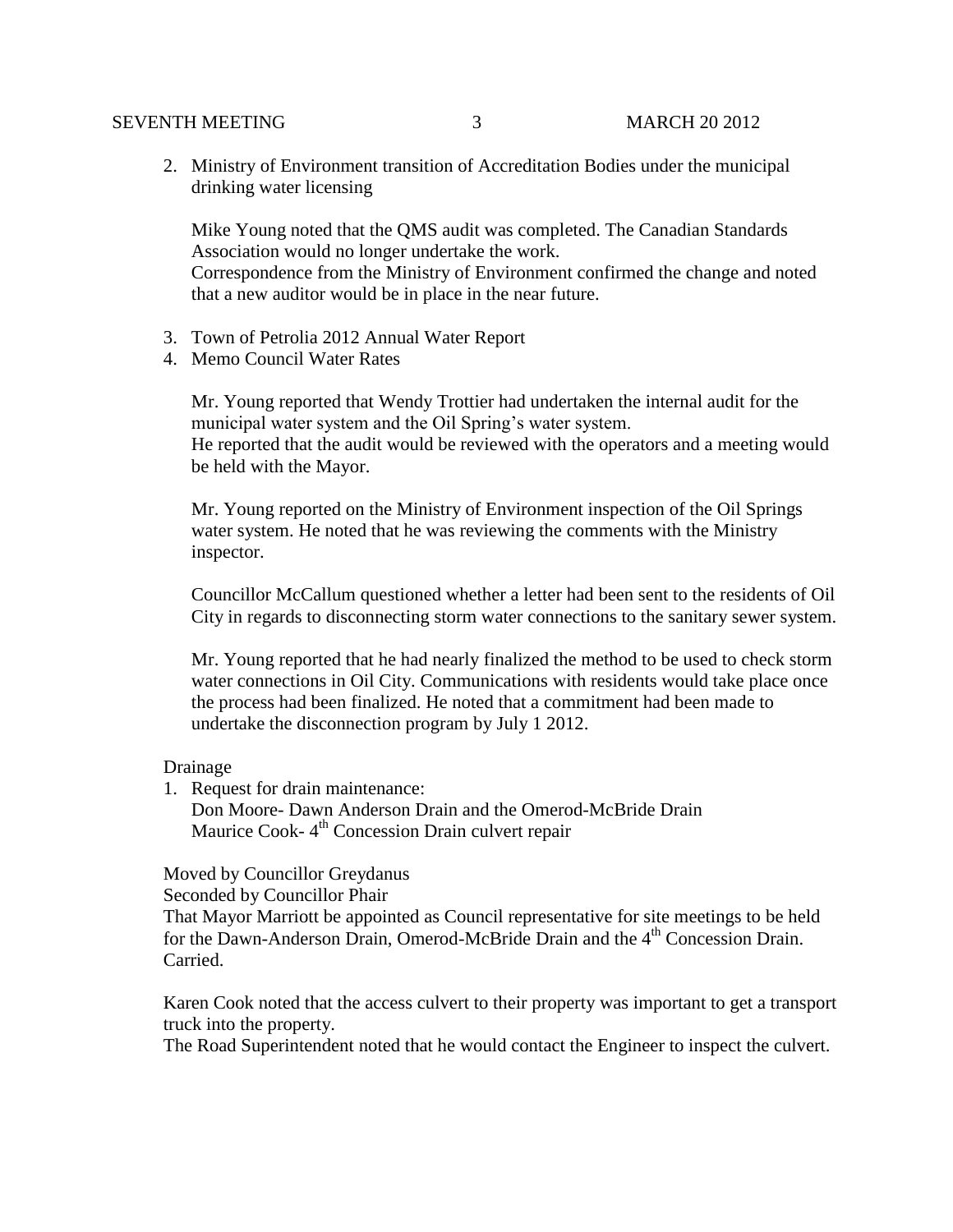2. Ministry of Environment transition of Accreditation Bodies under the municipal drinking water licensing

   Mike Young noted that the QMS audit was completed. The Canadian Standards Association would no longer undertake the work.
   Correspondence from the Ministry of Environment confirmed the change and noted that a new auditor would be in place in the near future.

3. Town of Petrolia 2012 Annual Water Report
4. Memo Council Water Rates

   Mr. Young reported that Wendy Trottier had undertaken the internal audit for the municipal water system and the Oil Spring's water system.
   He reported that the audit would be reviewed with the operators and a meeting would be held with the Mayor.

   Mr. Young reported on the Ministry of Environment inspection of the Oil Springs water system. He noted that he was reviewing the comments with the Ministry inspector.

   Councillor McCallum questioned whether a letter had been sent to the residents of Oil City in regards to disconnecting storm water connections to the sanitary sewer system.

   Mr. Young reported that he had nearly finalized the method to be used to check storm water connections in Oil City. Communications with residents would take place once the process had been finalized. He noted that a commitment had been made to undertake the disconnection program by July 1 2012.

Drainage

1. Request for drain maintenance:
   Don Moore- Dawn Anderson Drain and the Omerod-McBride Drain
   Maurice Cook- 4th Concession Drain culvert repair

Moved by Councillor Greydanus
Seconded by Councillor Phair
That Mayor Marriott be appointed as Council representative for site meetings to be held for the Dawn-Anderson Drain, Omerod-McBride Drain and the 4th Concession Drain.
Carried.

Karen Cook noted that the access culvert to their property was important to get a transport truck into the property.
The Road Superintendent noted that he would contact the Engineer to inspect the culvert.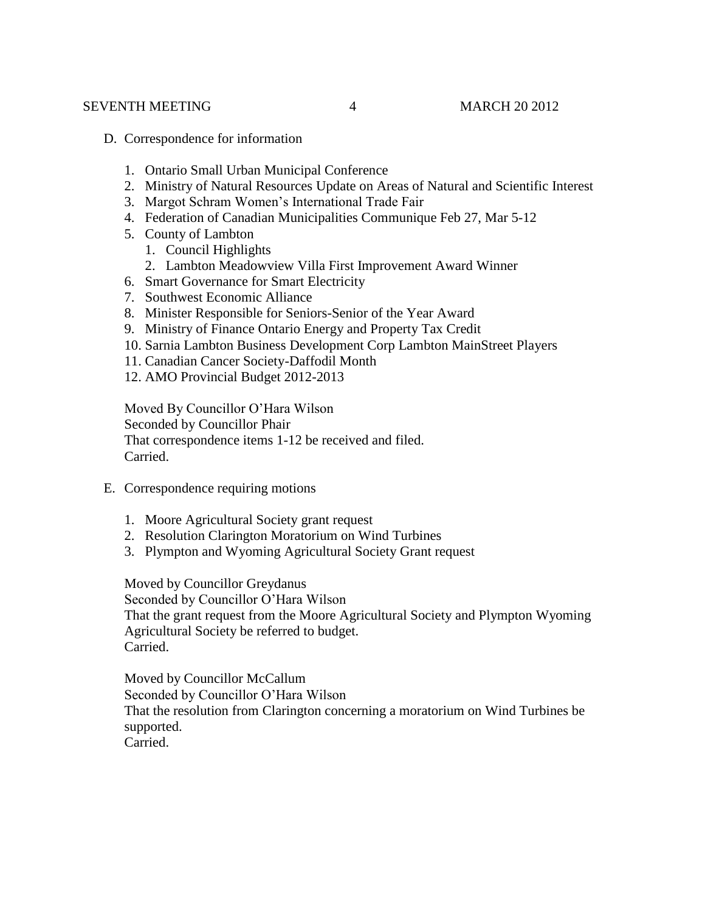D. Correspondence for information

1. Ontario Small Urban Municipal Conference
2. Ministry of Natural Resources Update on Areas of Natural and Scientific Interest
3. Margot Schram Women's International Trade Fair
4. Federation of Canadian Municipalities Communique Feb 27, Mar 5-12
5. County of Lambton
   1. Council Highlights
   2. Lambton Meadowview Villa First Improvement Award Winner
6. Smart Governance for Smart Electricity
7. Southwest Economic Alliance
8. Minister Responsible for Seniors-Senior of the Year Award
9. Ministry of Finance Ontario Energy and Property Tax Credit
10. Sarnia Lambton Business Development Corp Lambton MainStreet Players
11. Canadian Cancer Society-Daffodil Month
12. AMO Provincial Budget 2012-2013

Moved By Councillor O'Hara Wilson
Seconded by Councillor Phair
That correspondence items 1-12 be received and filed.
Carried.

E. Correspondence requiring motions

1. Moore Agricultural Society grant request
2. Resolution Clarington Moratorium on Wind Turbines
3. Plympton and Wyoming Agricultural Society Grant request

Moved by Councillor Greydanus
Seconded by Councillor O'Hara Wilson
That the grant request from the Moore Agricultural Society and Plympton Wyoming Agricultural Society be referred to budget.
Carried.

Moved by Councillor McCallum
Seconded by Councillor O'Hara Wilson
That the resolution from Clarington concerning a moratorium on Wind Turbines be supported.
Carried.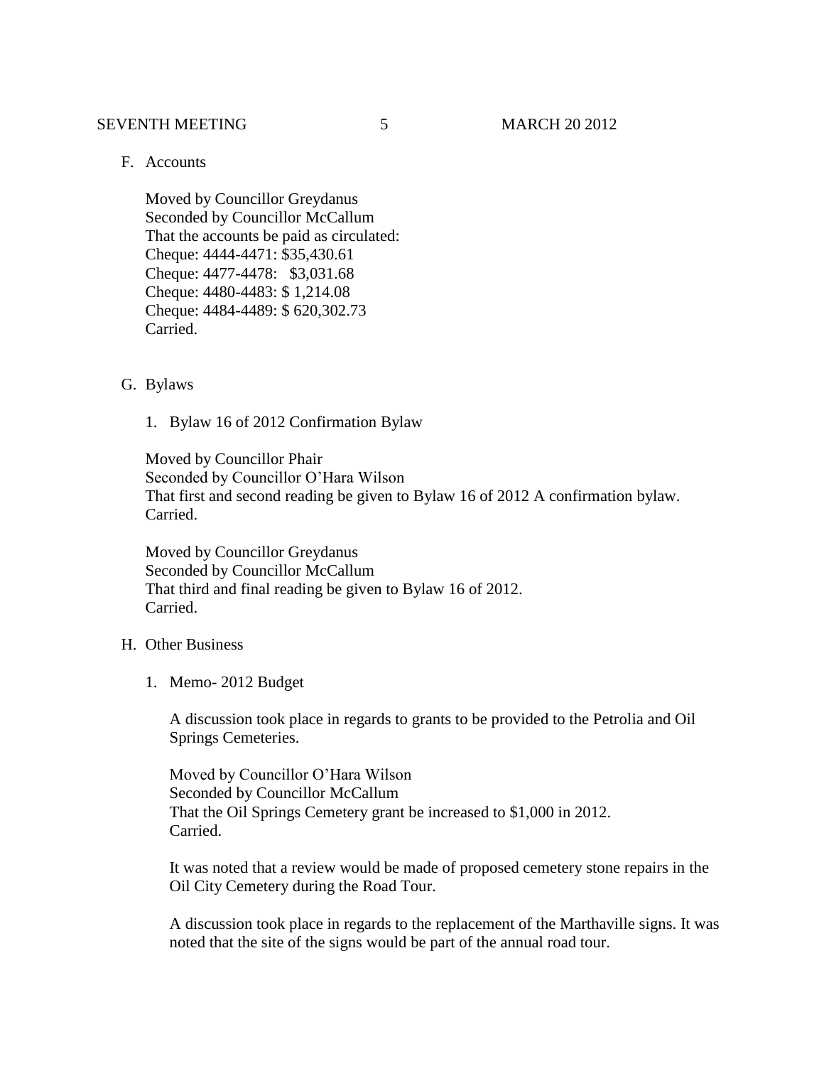F. Accounts

Moved by Councillor Greydanus
Seconded by Councillor McCallum
That the accounts be paid as circulated:
Cheque: 4444-4471: $35,430.61
Cheque: 4477-4478: $3,031.68
Cheque: 4480-4483: $ 1,214.08
Cheque: 4484-4489: $ 620,302.73
Carried.

G. Bylaws

1. Bylaw 16 of 2012 Confirmation Bylaw

Moved by Councillor Phair
Seconded by Councillor O'Hara Wilson
That first and second reading be given to Bylaw 16 of 2012 A confirmation bylaw.
Carried.

Moved by Councillor Greydanus
Seconded by Councillor McCallum
That third and final reading be given to Bylaw 16 of 2012.
Carried.

H. Other Business

1. Memo- 2012 Budget

A discussion took place in regards to grants to be provided to the Petrolia and Oil Springs Cemeteries.

Moved by Councillor O'Hara Wilson
Seconded by Councillor McCallum
That the Oil Springs Cemetery grant be increased to $1,000 in 2012.
Carried.

It was noted that a review would be made of proposed cemetery stone repairs in the Oil City Cemetery during the Road Tour.

A discussion took place in regards to the replacement of the Marthaville signs. It was noted that the site of the signs would be part of the annual road tour.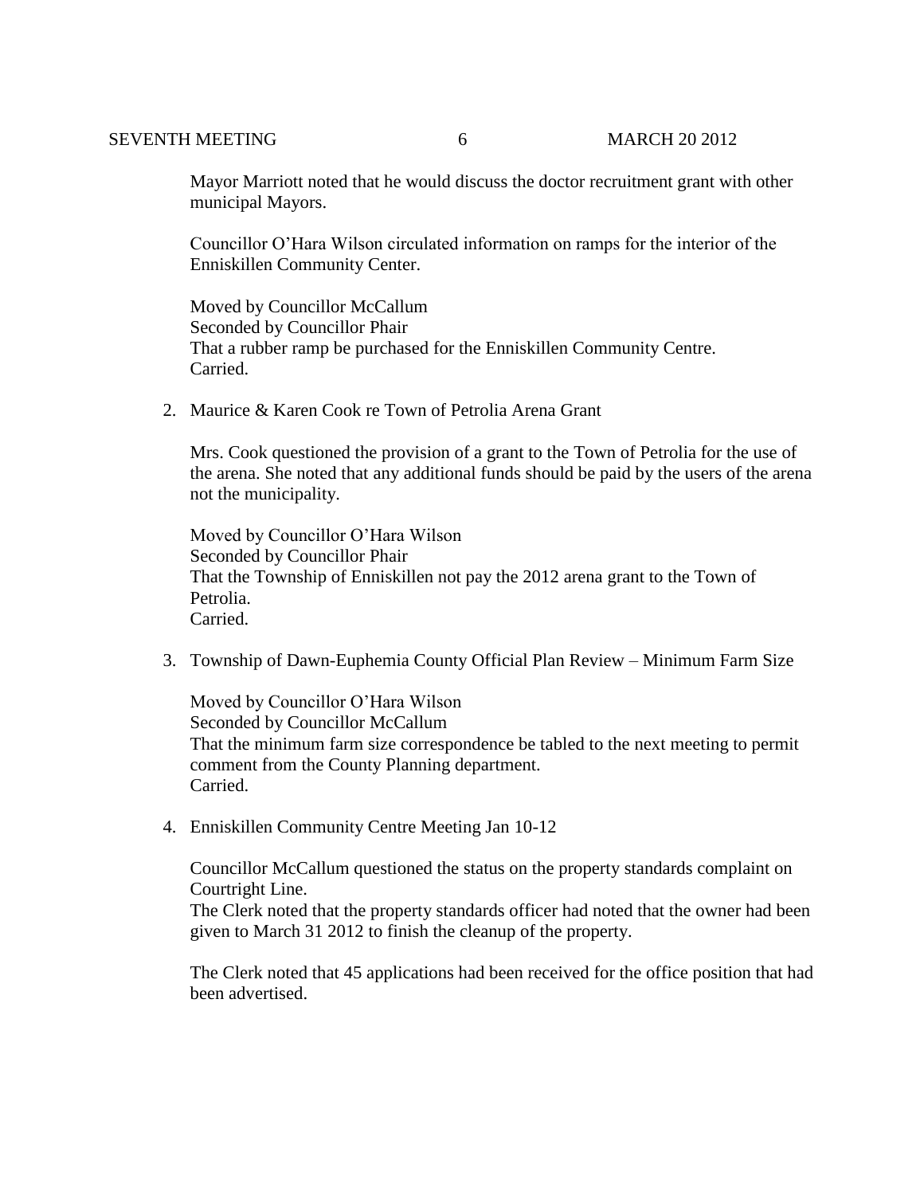Mayor Marriott noted that he would discuss the doctor recruitment grant with other municipal Mayors.

Councillor O'Hara Wilson circulated information on ramps for the interior of the Enniskillen Community Center.

Moved by Councillor McCallum
Seconded by Councillor Phair
That a rubber ramp be purchased for the Enniskillen Community Centre.
Carried.

2. Maurice & Karen Cook re Town of Petrolia Arena Grant

   Mrs. Cook questioned the provision of a grant to the Town of Petrolia for the use of the arena. She noted that any additional funds should be paid by the users of the arena not the municipality.

   Moved by Councillor O'Hara Wilson
   Seconded by Councillor Phair
   That the Township of Enniskillen not pay the 2012 arena grant to the Town of Petrolia.
   Carried.

3. Township of Dawn-Euphemia County Official Plan Review – Minimum Farm Size

   Moved by Councillor O'Hara Wilson
   Seconded by Councillor McCallum
   That the minimum farm size correspondence be tabled to the next meeting to permit comment from the County Planning department.
   Carried.

4. Enniskillen Community Centre Meeting Jan 10-12

   Councillor McCallum questioned the status on the property standards complaint on Courtright Line.
   The Clerk noted that the property standards officer had noted that the owner had been given to March 31 2012 to finish the cleanup of the property.

   The Clerk noted that 45 applications had been received for the office position that had been advertised.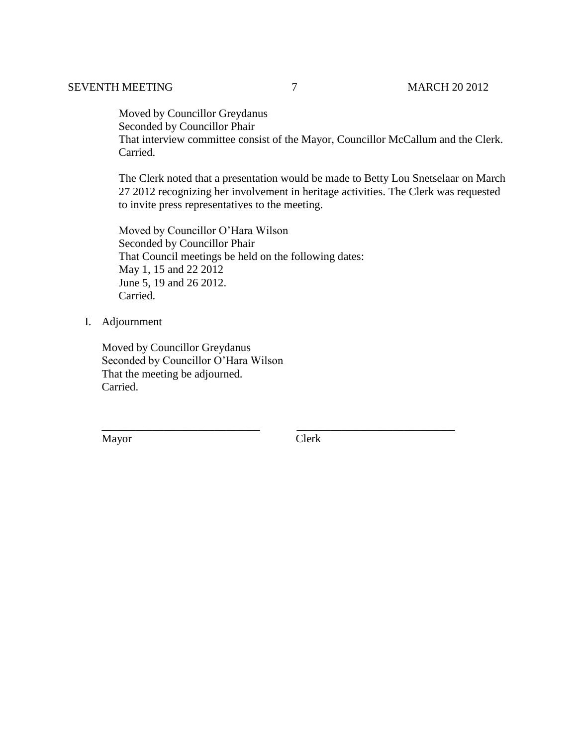Moved by Councillor Greydanus
Seconded by Councillor Phair
That interview committee consist of the Mayor, Councillor McCallum and the Clerk.
Carried.

The Clerk noted that a presentation would be made to Betty Lou Snetselaar on March 27 2012 recognizing her involvement in heritage activities. The Clerk was requested to invite press representatives to the meeting.

Moved by Councillor O'Hara Wilson
Seconded by Councillor Phair
That Council meetings be held on the following dates:
May 1, 15 and 22 2012
June 5, 19 and 26 2012.
Carried.

I. Adjournment

Moved by Councillor Greydanus
Seconded by Councillor O'Hara Wilson
That the meeting be adjourned.
Carried.

\_\_\_\_\_\_\_\_\_\_\_\_\_\_\_\_\_\_\_\_\_\_\_\_\_\_\_\_ \_\_\_\_\_\_\_\_\_\_\_\_\_\_\_\_\_\_\_\_\_\_\_\_\_\_\_\_
Mayor Clerk